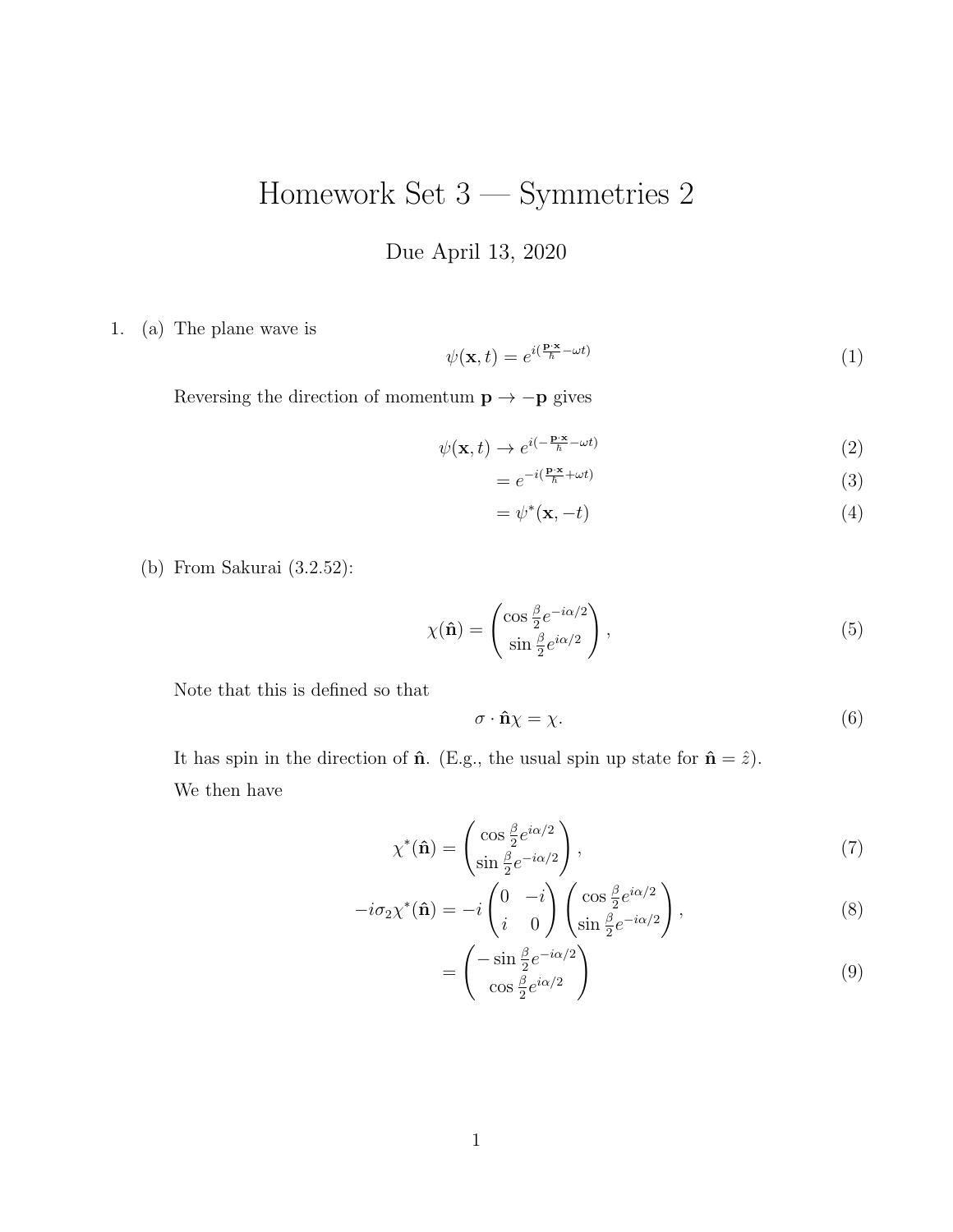# Homework Set 3 — Symmetries 2

Due April 13, 2020

1. (a) The plane wave is

$$\psi(\mathbf{x}, t) = e^{i(\frac{\mathbf{p}\cdot\mathbf{x}}{\hbar} - \omega t)} \tag{1}$$

Reversing the direction of momentum $\mathbf{p} \to -\mathbf{p}$ gives

$$\psi(\mathbf{x}, t) \to e^{i(-\frac{\mathbf{p}\cdot\mathbf{x}}{\hbar} - \omega t)} \tag{2}$$

$$= e^{-i(\frac{\mathbf{p}\cdot\mathbf{x}}{\hbar} + \omega t)} \tag{3}$$

$$= \psi^*(\mathbf{x}, -t) \tag{4}$$

(b) From Sakurai (3.2.52):

$$\chi(\hat{\mathbf{n}}) = \begin{pmatrix} \cos\frac{\beta}{2} e^{-i\alpha/2} \\ \sin\frac{\beta}{2} e^{i\alpha/2} \end{pmatrix}, \tag{5}$$

Note that this is defined so that

$$\sigma \cdot \hat{\mathbf{n}} \chi = \chi. \tag{6}$$

It has spin in the direction of $\hat{\mathbf{n}}$. (E.g., the usual spin up state for $\hat{\mathbf{n}} = \hat{z}$).

We then have

$$\chi^*(\hat{\mathbf{n}}) = \begin{pmatrix} \cos\frac{\beta}{2} e^{i\alpha/2} \\ \sin\frac{\beta}{2} e^{-i\alpha/2} \end{pmatrix}, \tag{7}$$

$$-i\sigma_2 \chi^*(\hat{\mathbf{n}}) = -i \begin{pmatrix} 0 & -i \\ i & 0 \end{pmatrix} \begin{pmatrix} \cos\frac{\beta}{2} e^{i\alpha/2} \\ \sin\frac{\beta}{2} e^{-i\alpha/2} \end{pmatrix}, \tag{8}$$

$$= \begin{pmatrix} -\sin\frac{\beta}{2} e^{-i\alpha/2} \\ \cos\frac{\beta}{2} e^{i\alpha/2} \end{pmatrix} \tag{9}$$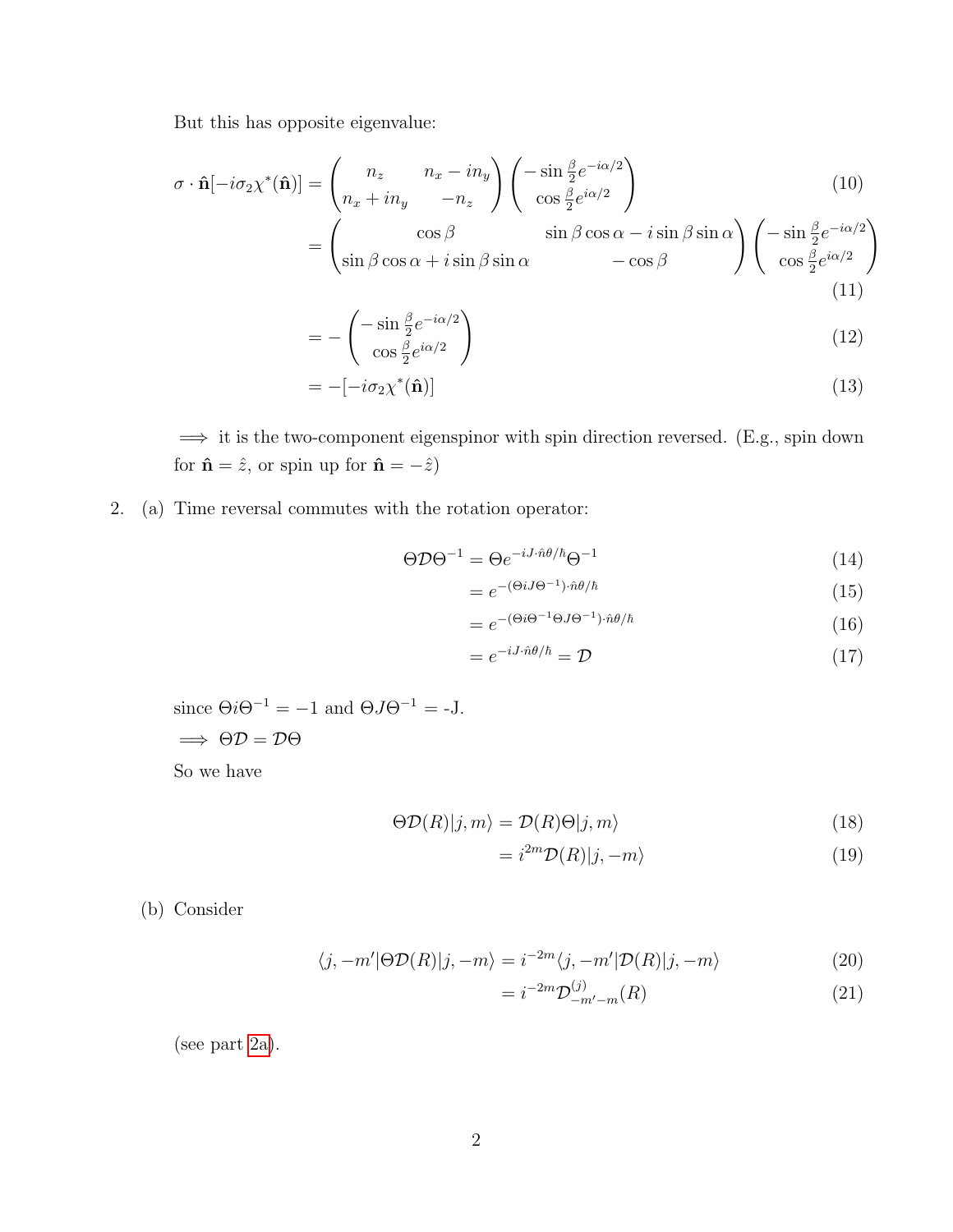But this has opposite eigenvalue:

$$\sigma \cdot \hat{\mathbf{n}}[-i\sigma_2 \chi^*(\hat{\mathbf{n}})] = \begin{pmatrix} n_z & n_x - in_y \\ n_x + in_y & -n_z \end{pmatrix} \begin{pmatrix} -\sin\frac{\beta}{2} e^{-i\alpha/2} \\ \cos\frac{\beta}{2} e^{i\alpha/2} \end{pmatrix} \tag{10}$$

$$= \begin{pmatrix} \cos\beta & \sin\beta\cos\alpha - i\sin\beta\sin\alpha \\ \sin\beta\cos\alpha + i\sin\beta\sin\alpha & -\cos\beta \end{pmatrix} \begin{pmatrix} -\sin\frac{\beta}{2} e^{-i\alpha/2} \\ \cos\frac{\beta}{2} e^{i\alpha/2} \end{pmatrix} \tag{11}$$

$$= - \begin{pmatrix} -\sin\frac{\beta}{2} e^{-i\alpha/2} \\ \cos\frac{\beta}{2} e^{i\alpha/2} \end{pmatrix} \tag{12}$$

$$= -[-i\sigma_2 \chi^*(\hat{\mathbf{n}})] \tag{13}$$

$\implies$ it is the two-component eigenspinor with spin direction reversed. (E.g., spin down for $\hat{\mathbf{n}} = \hat{z}$, or spin up for $\hat{\mathbf{n}} = -\hat{z}$)

2. (a) Time reversal commutes with the rotation operator:

$$\Theta \mathcal{D} \Theta^{-1} = \Theta e^{-iJ\cdot\hat{n}\theta/\hbar} \Theta^{-1} \tag{14}$$

$$= e^{-(\Theta i J \Theta^{-1})\cdot\hat{n}\theta/\hbar} \tag{15}$$

$$= e^{-(\Theta i \Theta^{-1} \Theta J \Theta^{-1})\cdot\hat{n}\theta/\hbar} \tag{16}$$

$$= e^{-iJ\cdot\hat{n}\theta/\hbar} = \mathcal{D} \tag{17}$$

since $\Theta i \Theta^{-1} = -1$ and $\Theta J \Theta^{-1} =$ -J.

$\implies \Theta\mathcal{D} = \mathcal{D}\Theta$

So we have

$$\Theta \mathcal{D}(R)|j, m\rangle = \mathcal{D}(R)\Theta|j, m\rangle \tag{18}$$

$$= i^{2m}\mathcal{D}(R)|j, -m\rangle \tag{19}$$

(b) Consider

$$\langle j, -m'|\Theta\mathcal{D}(R)|j, -m\rangle = i^{-2m}\langle j, -m'|\mathcal{D}(R)|j, -m\rangle \tag{20}$$

$$= i^{-2m}\mathcal{D}^{(j)}_{-m'-m}(R) \tag{21}$$

(see part 2a).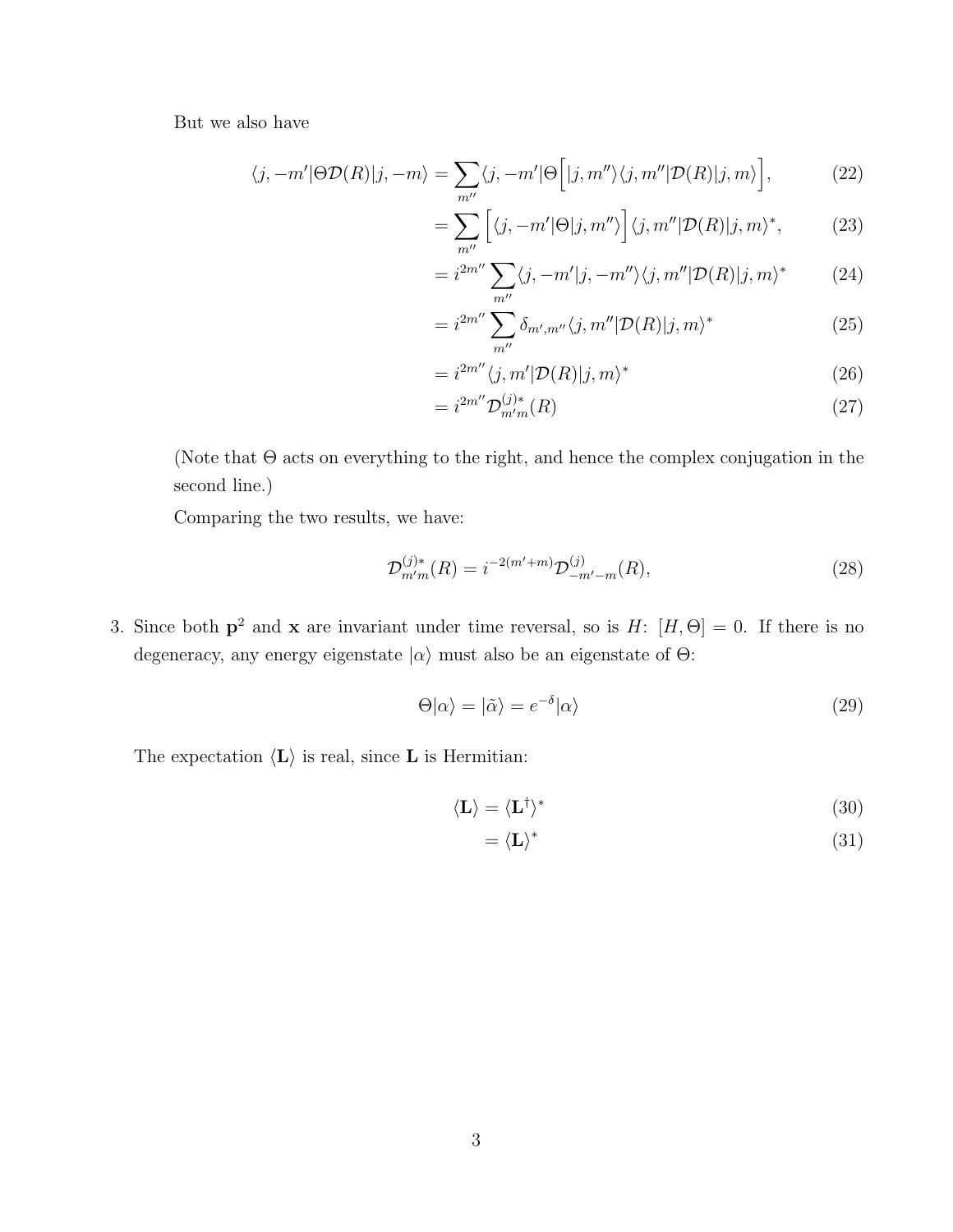But we also have

$$
\begin{aligned}
\langle j, -m'|\Theta \mathcal{D}(R)|j, -m\rangle &= \sum_{m''} \langle j, -m'|\Theta \Big[ |j, m''\rangle \langle j, m''|\mathcal{D}(R)|j, m\rangle \Big], && (22) \\
&= \sum_{m''} \Big[ \langle j, -m'|\Theta|j, m''\rangle \Big] \langle j, m''|\mathcal{D}(R)|j, m\rangle^*, && (23) \\
&= i^{2m''} \sum_{m''} \langle j, -m'|j, -m''\rangle \langle j, m''|\mathcal{D}(R)|j, m\rangle^* && (24) \\
&= i^{2m''} \sum_{m''} \delta_{m', m''} \langle j, m''|\mathcal{D}(R)|j, m\rangle^* && (25) \\
&= i^{2m''} \langle j, m'|\mathcal{D}(R)|j, m\rangle^* && (26) \\
&= i^{2m''} \mathcal{D}^{(j)*}_{m'm}(R) && (27)
\end{aligned}
$$

(Note that $\Theta$ acts on everything to the right, and hence the complex conjugation in the second line.)

Comparing the two results, we have:

$$
\mathcal{D}^{(j)*}_{m'm}(R) = i^{-2(m'+m)} \mathcal{D}^{(j)}_{-m'-m}(R), \tag{28}
$$

3. Since both $\mathbf{p}^2$ and $\mathbf{x}$ are invariant under time reversal, so is $H$: $[H, \Theta] = 0$. If there is no degeneracy, any energy eigenstate $|\alpha\rangle$ must also be an eigenstate of $\Theta$:

$$
\Theta|\alpha\rangle = |\tilde{\alpha}\rangle = e^{-\delta}|\alpha\rangle \tag{29}
$$

The expectation $\langle \mathbf{L} \rangle$ is real, since $\mathbf{L}$ is Hermitian:

$$
\begin{aligned}
\langle \mathbf{L} \rangle &= \langle \mathbf{L}^\dagger \rangle^* && (30) \\
&= \langle \mathbf{L} \rangle^* && (31)
\end{aligned}
$$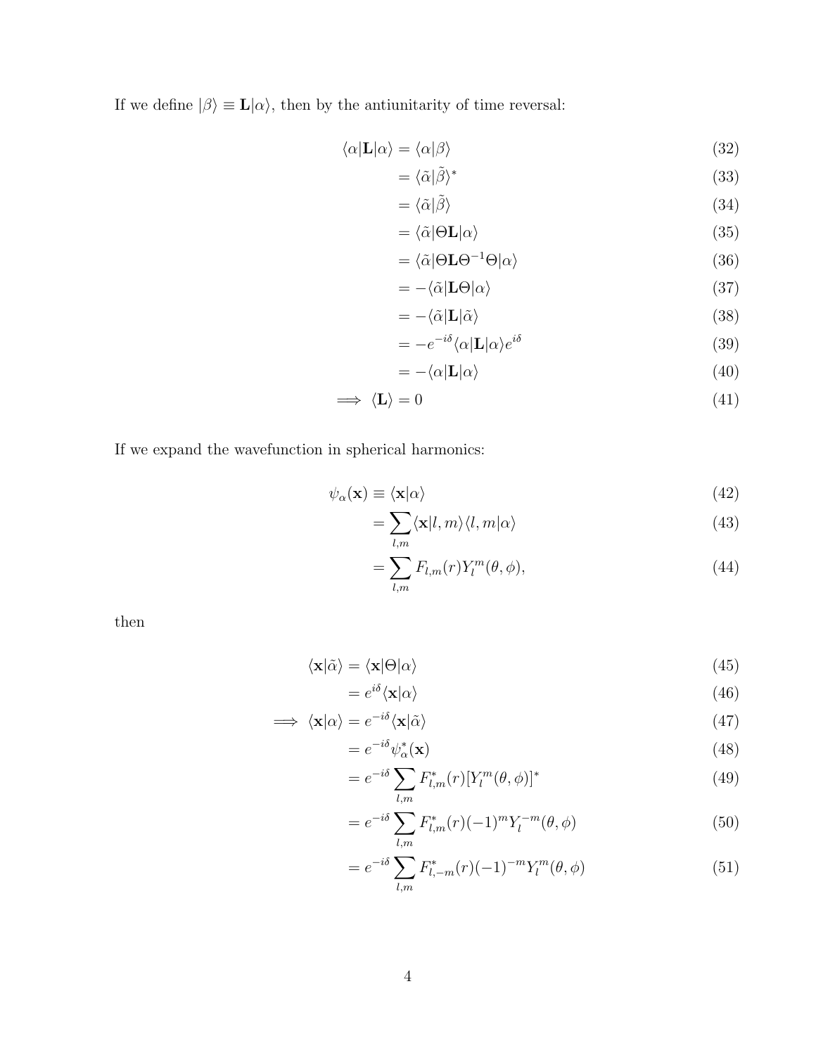If we define $|\beta\rangle \equiv \mathbf{L}|\alpha\rangle$, then by the antiunitarity of time reversal:

$$
\begin{aligned}
\langle\alpha|\mathbf{L}|\alpha\rangle &= \langle\alpha|\beta\rangle && (32)\\
&= \langle\tilde{\alpha}|\tilde{\beta}\rangle^* && (33)\\
&= \langle\tilde{\alpha}|\tilde{\beta}\rangle && (34)\\
&= \langle\tilde{\alpha}|\Theta\mathbf{L}|\alpha\rangle && (35)\\
&= \langle\tilde{\alpha}|\Theta\mathbf{L}\Theta^{-1}\Theta|\alpha\rangle && (36)\\
&= -\langle\tilde{\alpha}|\mathbf{L}\Theta|\alpha\rangle && (37)\\
&= -\langle\tilde{\alpha}|\mathbf{L}|\tilde{\alpha}\rangle && (38)\\
&= -e^{-i\delta}\langle\alpha|\mathbf{L}|\alpha\rangle e^{i\delta} && (39)\\
&= -\langle\alpha|\mathbf{L}|\alpha\rangle && (40)\\
\implies \langle\mathbf{L}\rangle &= 0 && (41)
\end{aligned}
$$

If we expand the wavefunction in spherical harmonics:

$$
\begin{aligned}
\psi_\alpha(\mathbf{x}) &\equiv \langle\mathbf{x}|\alpha\rangle && (42)\\
&= \sum_{l,m}\langle\mathbf{x}|l,m\rangle\langle l,m|\alpha\rangle && (43)\\
&= \sum_{l,m} F_{l,m}(r)Y_l^m(\theta,\phi), && (44)
\end{aligned}
$$

then

$$
\begin{aligned}
\langle\mathbf{x}|\tilde{\alpha}\rangle &= \langle\mathbf{x}|\Theta|\alpha\rangle && (45)\\
&= e^{i\delta}\langle\mathbf{x}|\alpha\rangle && (46)\\
\implies \langle\mathbf{x}|\alpha\rangle &= e^{-i\delta}\langle\mathbf{x}|\tilde{\alpha}\rangle && (47)\\
&= e^{-i\delta}\psi_\alpha^*(\mathbf{x}) && (48)\\
&= e^{-i\delta}\sum_{l,m} F_{l,m}^*(r)[Y_l^m(\theta,\phi)]^* && (49)\\
&= e^{-i\delta}\sum_{l,m} F_{l,m}^*(r)(-1)^m Y_l^{-m}(\theta,\phi) && (50)\\
&= e^{-i\delta}\sum_{l,m} F_{l,-m}^*(r)(-1)^{-m} Y_l^{m}(\theta,\phi) && (51)
\end{aligned}
$$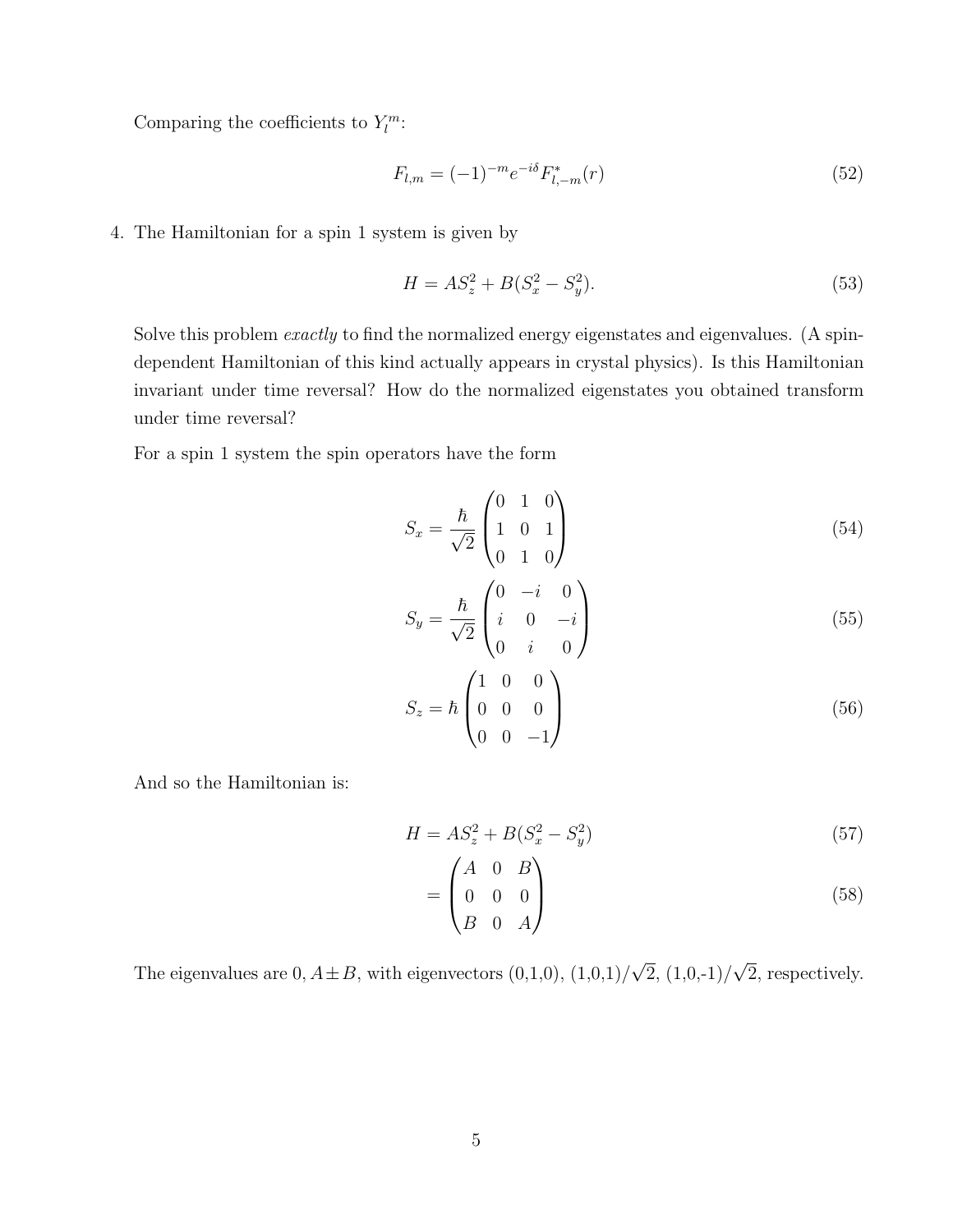Comparing the coefficients to $Y_l^m$:

$$F_{l,m} = (-1)^{-m} e^{-i\delta} F^*_{l,-m}(r) \tag{52}$$

4. The Hamiltonian for a spin 1 system is given by

$$H = AS_z^2 + B(S_x^2 - S_y^2). \tag{53}$$

Solve this problem *exactly* to find the normalized energy eigenstates and eigenvalues. (A spin-dependent Hamiltonian of this kind actually appears in crystal physics). Is this Hamiltonian invariant under time reversal? How do the normalized eigenstates you obtained transform under time reversal?

For a spin 1 system the spin operators have the form

$$S_x = \frac{\hbar}{\sqrt{2}} \begin{pmatrix} 0 & 1 & 0 \\ 1 & 0 & 1 \\ 0 & 1 & 0 \end{pmatrix} \tag{54}$$

$$S_y = \frac{\hbar}{\sqrt{2}} \begin{pmatrix} 0 & -i & 0 \\ i & 0 & -i \\ 0 & i & 0 \end{pmatrix} \tag{55}$$

$$S_z = \hbar \begin{pmatrix} 1 & 0 & 0 \\ 0 & 0 & 0 \\ 0 & 0 & -1 \end{pmatrix} \tag{56}$$

And so the Hamiltonian is:

$$H = AS_z^2 + B(S_x^2 - S_y^2) \tag{57}$$

$$= \begin{pmatrix} A & 0 & B \\ 0 & 0 & 0 \\ B & 0 & A \end{pmatrix} \tag{58}$$

The eigenvalues are 0, $A \pm B$, with eigenvectors (0,1,0), (1,0,1)/$\sqrt{2}$, (1,0,-1)/$\sqrt{2}$, respectively.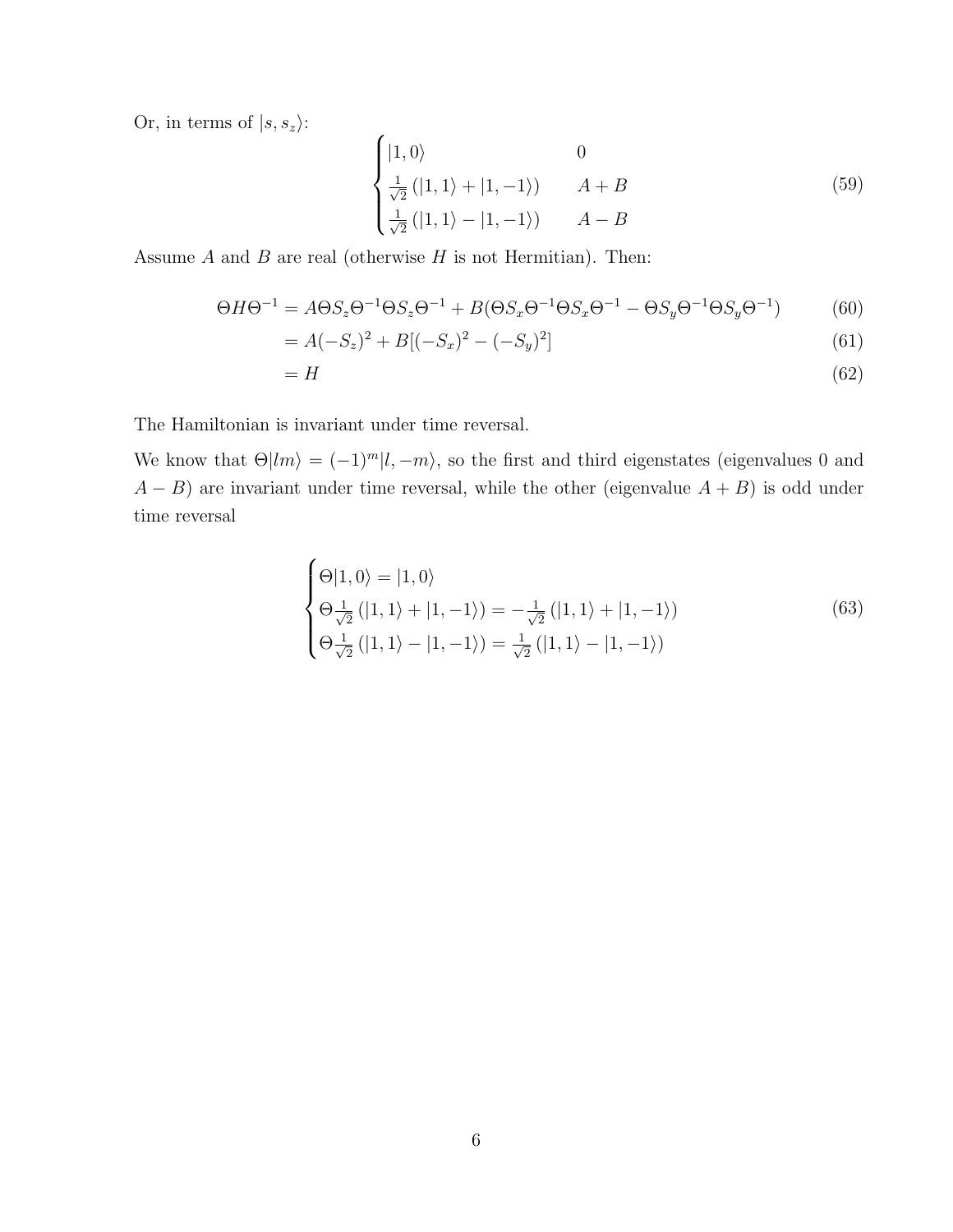Or, in terms of $|s, s_z\rangle$:

$$
\begin{cases}
|1,0\rangle & 0 \\
\frac{1}{\sqrt{2}}\left(|1,1\rangle + |1,-1\rangle\right) & A+B \\
\frac{1}{\sqrt{2}}\left(|1,1\rangle - |1,-1\rangle\right) & A-B
\end{cases}
\tag{59}
$$

Assume $A$ and $B$ are real (otherwise $H$ is not Hermitian). Then:

$$
\begin{aligned}
\Theta H \Theta^{-1} &= A\Theta S_z \Theta^{-1} \Theta S_z \Theta^{-1} + B(\Theta S_x \Theta^{-1} \Theta S_x \Theta^{-1} - \Theta S_y \Theta^{-1} \Theta S_y \Theta^{-1}) && (60) \\
&= A(-S_z)^2 + B[(-S_x)^2 - (-S_y)^2] && (61) \\
&= H && (62)
\end{aligned}
$$

The Hamiltonian is invariant under time reversal.

We know that $\Theta|lm\rangle = (-1)^m |l, -m\rangle$, so the first and third eigenstates (eigenvalues 0 and $A - B$) are invariant under time reversal, while the other (eigenvalue $A + B$) is odd under time reversal

$$
\begin{cases}
\Theta|1,0\rangle = |1,0\rangle \\
\Theta\frac{1}{\sqrt{2}}\left(|1,1\rangle + |1,-1\rangle\right) = -\frac{1}{\sqrt{2}}\left(|1,1\rangle + |1,-1\rangle\right) \\
\Theta\frac{1}{\sqrt{2}}\left(|1,1\rangle - |1,-1\rangle\right) = \frac{1}{\sqrt{2}}\left(|1,1\rangle - |1,-1\rangle\right)
\end{cases}
\tag{63}
$$